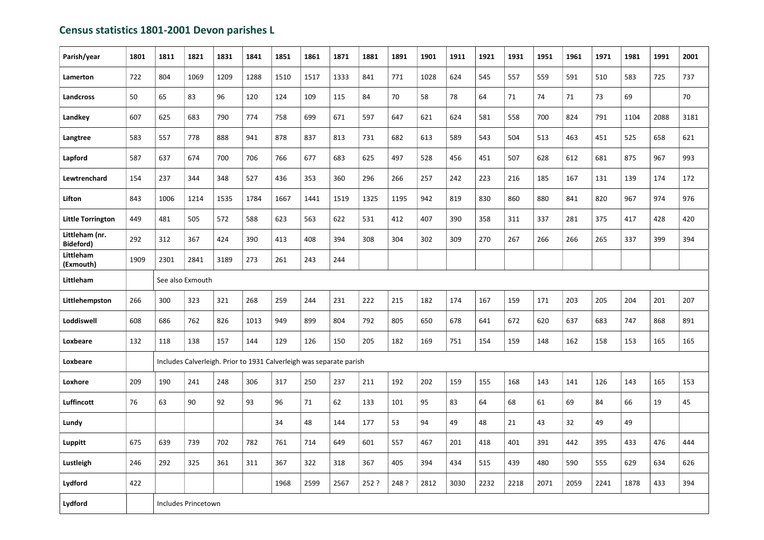## Census statistics 1801-2001 Devon parishes L

| Parish/year | 1801 | 1811 | 1821 | 1831 | 1841 | 1851 | 1861 | 1871 | 1881 | 1891 | 1901 | 1911 | 1921 | 1931 | 1951 | 1961 | 1971 | 1981 | 1991 | 2001 |
|---|---|---|---|---|---|---|---|---|---|---|---|---|---|---|---|---|---|---|---|---|
| **Lamerton** | 722 | 804 | 1069 | 1209 | 1288 | 1510 | 1517 | 1333 | 841 | 771 | 1028 | 624 | 545 | 557 | 559 | 591 | 510 | 583 | 725 | 737 |
| **Landcross** | 50 | 65 | 83 | 96 | 120 | 124 | 109 | 115 | 84 | 70 | 58 | 78 | 64 | 71 | 74 | 71 | 73 | 69 | | 70 |
| **Landkey** | 607 | 625 | 683 | 790 | 774 | 758 | 699 | 671 | 597 | 647 | 621 | 624 | 581 | 558 | 700 | 824 | 791 | 1104 | 2088 | 3181 |
| **Langtree** | 583 | 557 | 778 | 888 | 941 | 878 | 837 | 813 | 731 | 682 | 613 | 589 | 543 | 504 | 513 | 463 | 451 | 525 | 658 | 621 |
| **Lapford** | 587 | 637 | 674 | 700 | 706 | 766 | 677 | 683 | 625 | 497 | 528 | 456 | 451 | 507 | 628 | 612 | 681 | 875 | 967 | 993 |
| **Lewtrenchard** | 154 | 237 | 344 | 348 | 527 | 436 | 353 | 360 | 296 | 266 | 257 | 242 | 223 | 216 | 185 | 167 | 131 | 139 | 174 | 172 |
| **Lifton** | 843 | 1006 | 1214 | 1535 | 1784 | 1667 | 1441 | 1519 | 1325 | 1195 | 942 | 819 | 830 | 860 | 880 | 841 | 820 | 967 | 974 | 976 |
| **Little Torrington** | 449 | 481 | 505 | 572 | 588 | 623 | 563 | 622 | 531 | 412 | 407 | 390 | 358 | 311 | 337 | 281 | 375 | 417 | 428 | 420 |
| **Littleham (nr. Bideford)** | 292 | 312 | 367 | 424 | 390 | 413 | 408 | 394 | 308 | 304 | 302 | 309 | 270 | 267 | 266 | 266 | 265 | 337 | 399 | 394 |
| **Littleham (Exmouth)** | 1909 | 2301 | 2841 | 3189 | 273 | 261 | 243 | 244 | | | | | | | | | | | | |
| **Littleham** | | See also Exmouth | | | | | | | | | | | | | | | | | | |
| **Littlehempston** | 266 | 300 | 323 | 321 | 268 | 259 | 244 | 231 | 222 | 215 | 182 | 174 | 167 | 159 | 171 | 203 | 205 | 204 | 201 | 207 |
| **Loddiswell** | 608 | 686 | 762 | 826 | 1013 | 949 | 899 | 804 | 792 | 805 | 650 | 678 | 641 | 672 | 620 | 637 | 683 | 747 | 868 | 891 |
| **Loxbeare** | 132 | 118 | 138 | 157 | 144 | 129 | 126 | 150 | 205 | 182 | 169 | 751 | 154 | 159 | 148 | 162 | 158 | 153 | 165 | 165 |
| **Loxbeare** | | Includes Calverleigh. Prior to 1931 Calverleigh was separate parish | | | | | | | | | | | | | | | | | | |
| **Loxhore** | 209 | 190 | 241 | 248 | 306 | 317 | 250 | 237 | 211 | 192 | 202 | 159 | 155 | 168 | 143 | 141 | 126 | 143 | 165 | 153 |
| **Luffincott** | 76 | 63 | 90 | 92 | 93 | 96 | 71 | 62 | 133 | 101 | 95 | 83 | 64 | 68 | 61 | 69 | 84 | 66 | 19 | 45 |
| **Lundy** | | | | | | 34 | 48 | 144 | 177 | 53 | 94 | 49 | 48 | 21 | 43 | 32 | 49 | 49 | | |
| **Luppitt** | 675 | 639 | 739 | 702 | 782 | 761 | 714 | 649 | 601 | 557 | 467 | 201 | 418 | 401 | 391 | 442 | 395 | 433 | 476 | 444 |
| **Lustleigh** | 246 | 292 | 325 | 361 | 311 | 367 | 322 | 318 | 367 | 405 | 394 | 434 | 515 | 439 | 480 | 590 | 555 | 629 | 634 | 626 |
| **Lydford** | 422 | | | | | 1968 | 2599 | 2567 | 252 ? | 248 ? | 2812 | 3030 | 2232 | 2218 | 2071 | 2059 | 2241 | 1878 | 433 | 394 |
| **Lydford** | | Includes Princetown | | | | | | | | | | | | | | | | | | |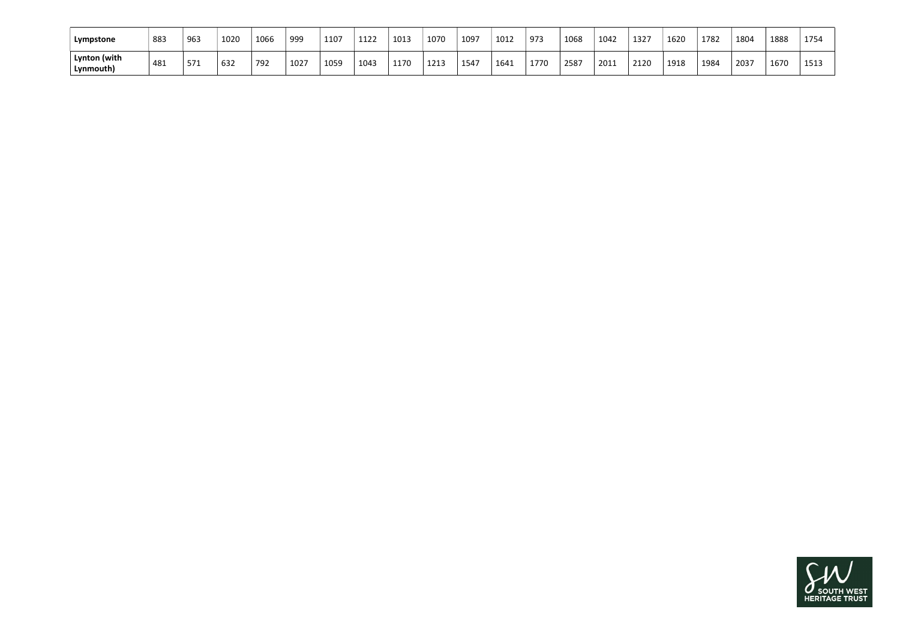| | | | | | | | | | | | | | | | | | | | | |
|---|---|---|---|---|---|---|---|---|---|---|---|---|---|---|---|---|---|---|---|---|
| **Lympstone** | 883 | 963 | 1020 | 1066 | 999 | 1107 | 1122 | 1013 | 1070 | 1097 | 1012 | 973 | 1068 | 1042 | 1327 | 1620 | 1782 | 1804 | 1888 | 1754 |
| **Lynton (with Lynmouth)** | 481 | 571 | 632 | 792 | 1027 | 1059 | 1043 | 1170 | 1213 | 1547 | 1641 | 1770 | 2587 | 2011 | 2120 | 1918 | 1984 | 2037 | 1670 | 1513 |